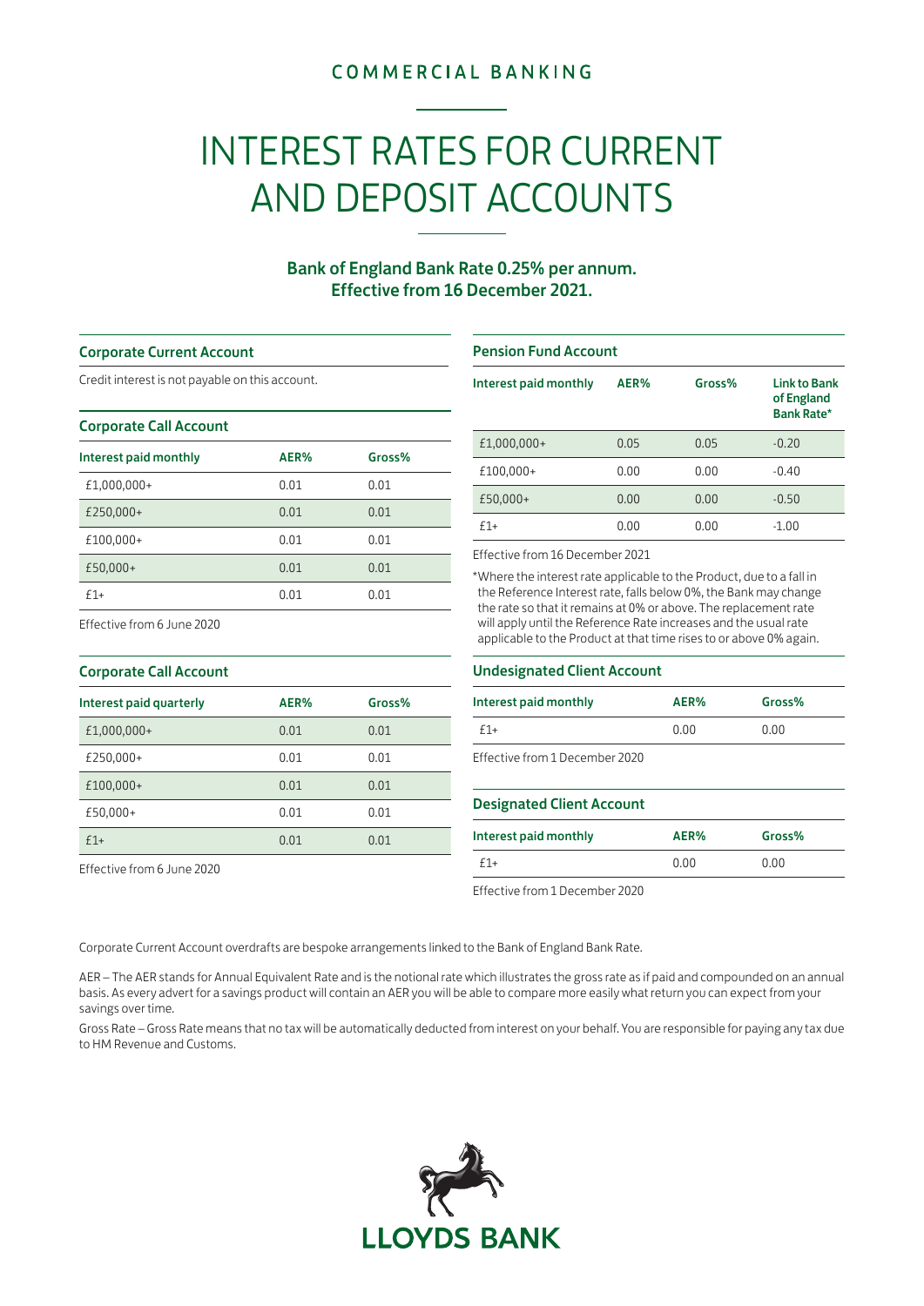COMMERCIAL BANKING

# INTEREST RATES FOR CURRENT AND DEPOSIT ACCOUNTS

**Bank of England Bank Rate 0.25% per annum.**
**Effective from 16 December 2021.**

### Corporate Current Account

Credit interest is not payable on this account.

### Corporate Call Account

| Interest paid monthly | AER% | Gross% |
|---|---|---|
| £1,000,000+ | 0.01 | 0.01 |
| £250,000+ | 0.01 | 0.01 |
| £100,000+ | 0.01 | 0.01 |
| £50,000+ | 0.01 | 0.01 |
| £1+ | 0.01 | 0.01 |

Effective from 6 June 2020

### Corporate Call Account

| Interest paid quarterly | AER% | Gross% |
|---|---|---|
| £1,000,000+ | 0.01 | 0.01 |
| £250,000+ | 0.01 | 0.01 |
| £100,000+ | 0.01 | 0.01 |
| £50,000+ | 0.01 | 0.01 |
| £1+ | 0.01 | 0.01 |

Effective from 6 June 2020

### Pension Fund Account

| Interest paid monthly | AER% | Gross% | Link to Bank of England Bank Rate* |
|---|---|---|---|
| £1,000,000+ | 0.05 | 0.05 | -0.20 |
| £100,000+ | 0.00 | 0.00 | -0.40 |
| £50,000+ | 0.00 | 0.00 | -0.50 |
| £1+ | 0.00 | 0.00 | -1.00 |

Effective from 16 December 2021

*Where the interest rate applicable to the Product, due to a fall in the Reference Interest rate, falls below 0%, the Bank may change the rate so that it remains at 0% or above. The replacement rate will apply until the Reference Rate increases and the usual rate applicable to the Product at that time rises to or above 0% again.

### Undesignated Client Account

| Interest paid monthly | AER% | Gross% |
|---|---|---|
| £1+ | 0.00 | 0.00 |

Effective from 1 December 2020

### Designated Client Account

| Interest paid monthly | AER% | Gross% |
|---|---|---|
| £1+ | 0.00 | 0.00 |

Effective from 1 December 2020

Corporate Current Account overdrafts are bespoke arrangements linked to the Bank of England Bank Rate.

AER – The AER stands for Annual Equivalent Rate and is the notional rate which illustrates the gross rate as if paid and compounded on an annual basis. As every advert for a savings product will contain an AER you will be able to compare more easily what return you can expect from your savings over time.

Gross Rate – Gross Rate means that no tax will be automatically deducted from interest on your behalf. You are responsible for paying any tax due to HM Revenue and Customs.

LLOYDS BANK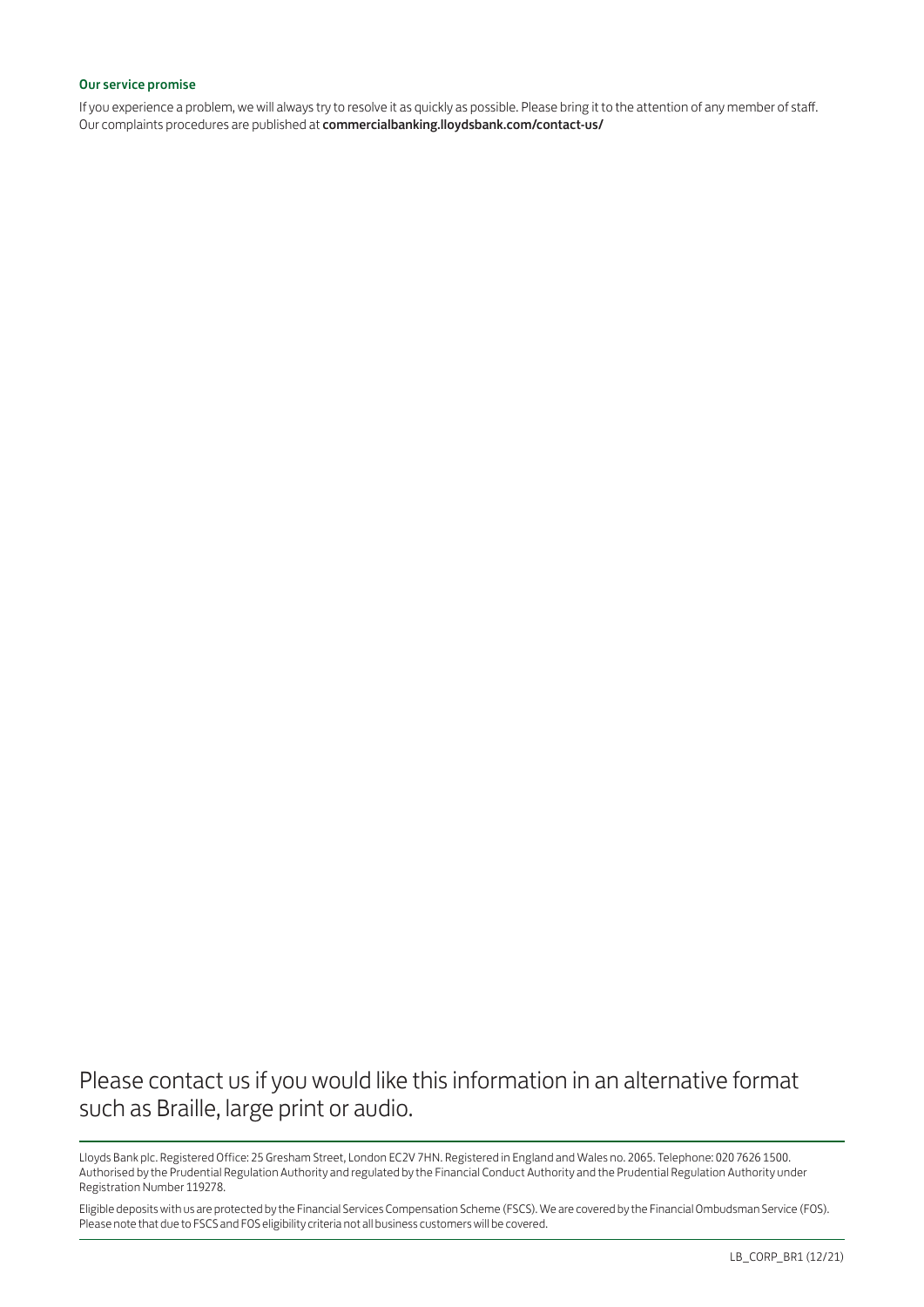### Our service promise

If you experience a problem, we will always try to resolve it as quickly as possible. Please bring it to the attention of any member of staff. Our complaints procedures are published at **commercialbanking.lloydsbank.com/contact-us/**

Please contact us if you would like this information in an alternative format such as Braille, large print or audio.

Lloyds Bank plc. Registered Office: 25 Gresham Street, London EC2V 7HN. Registered in England and Wales no. 2065. Telephone: 020 7626 1500. Authorised by the Prudential Regulation Authority and regulated by the Financial Conduct Authority and the Prudential Regulation Authority under Registration Number 119278.

Eligible deposits with us are protected by the Financial Services Compensation Scheme (FSCS). We are covered by the Financial Ombudsman Service (FOS). Please note that due to FSCS and FOS eligibility criteria not all business customers will be covered.

LB_CORP_BR1 (12/21)